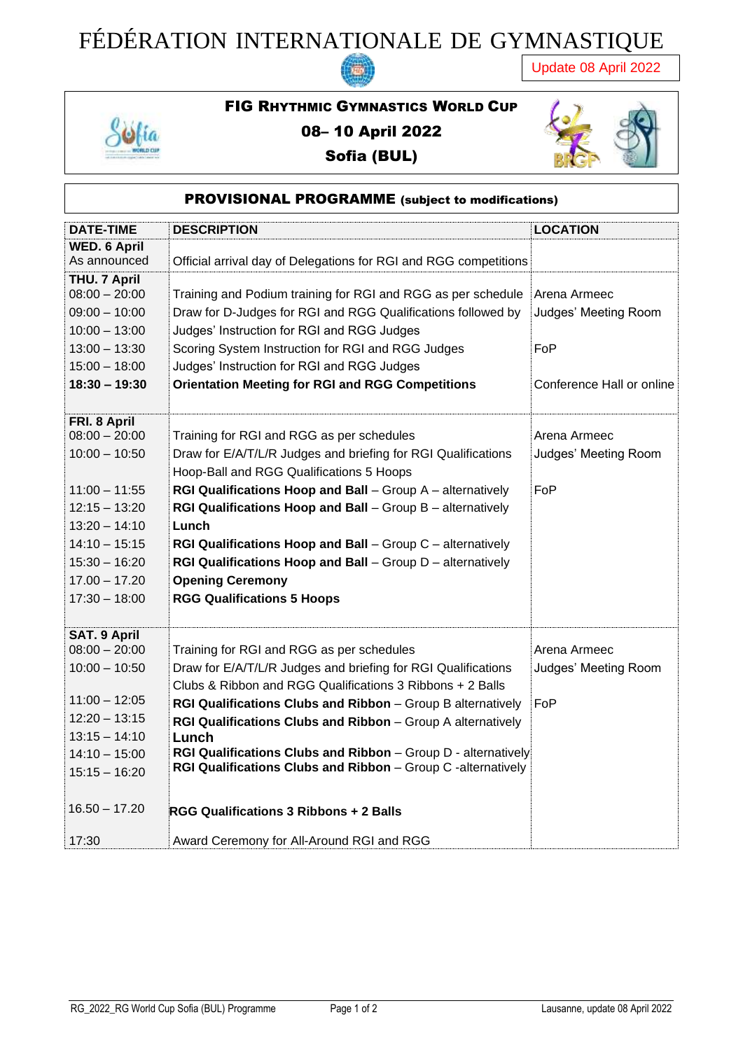# FÉDÉRATION INTERNATIONALE DE GYMNASTIQUE

Update 08 April 2022

## FIG RHYTHMIC GYMNASTICS WORLD CUP

**08– 10 April 2022**

**Sofia (BUL)**

## PROVISIONAL PROGRAMME (subject to modifications)

| DATE-TIME | DESCRIPTION | LOCATION |
|---|---|---|
| **WED. 6 April** | | |
| As announced | Official arrival day of Delegations for RGI and RGG competitions | |
| **THU. 7 April** | | |
| 08:00 – 20:00 | Training and Podium training for RGI and RGG as per schedule | Arena Armeec |
| 09:00 – 10:00 | Draw for D-Judges for RGI and RGG Qualifications followed by | Judges' Meeting Room |
| 10:00 – 13:00 | Judges' Instruction for RGI and RGG Judges | |
| 13:00 – 13:30 | Scoring System Instruction for RGI and RGG Judges | FoP |
| 15:00 – 18:00 | Judges' Instruction for RGI and RGG Judges | |
| **18:30 – 19:30** | **Orientation Meeting for RGI and RGG Competitions** | Conference Hall or online |
| **FRI. 8 April** | | |
| 08:00 – 20:00 | Training for RGI and RGG as per schedules | Arena Armeec |
| 10:00 – 10:50 | Draw for E/A/T/L/R Judges and briefing for RGI Qualifications Hoop-Ball and RGG Qualifications 5 Hoops | Judges' Meeting Room |
| 11:00 – 11:55 | **RGI Qualifications Hoop and Ball** – Group A – alternatively | FoP |
| 12:15 – 13:20 | **RGI Qualifications Hoop and Ball** – Group B – alternatively | |
| 13:20 – 14:10 | **Lunch** | |
| 14:10 – 15:15 | **RGI Qualifications Hoop and Ball** – Group C – alternatively | |
| 15:30 – 16:20 | **RGI Qualifications Hoop and Ball** – Group D – alternatively | |
| 17.00 – 17.20 | **Opening Ceremony** | |
| 17:30 – 18:00 | **RGG Qualifications 5 Hoops** | |
| **SAT. 9 April** | | |
| 08:00 – 20:00 | Training for RGI and RGG as per schedules | Arena Armeec |
| 10:00 – 10:50 | Draw for E/A/T/L/R Judges and briefing for RGI Qualifications Clubs & Ribbon and RGG Qualifications 3 Ribbons + 2 Balls | Judges' Meeting Room |
| 11:00 – 12:05 | **RGI Qualifications Clubs and Ribbon** – Group B alternatively | FoP |
| 12:20 – 13:15 | **RGI Qualifications Clubs and Ribbon** – Group A alternatively | |
| 13:15 – 14:10 | **Lunch** | |
| 14:10 – 15:00 | **RGI Qualifications Clubs and Ribbon** – Group D - alternatively | |
| 15:15 – 16:20 | **RGI Qualifications Clubs and Ribbon** – Group C -alternatively | |
| 16.50 – 17.20 | **RGG Qualifications 3 Ribbons + 2 Balls** | |
| 17:30 | Award Ceremony for All-Around RGI and RGG | |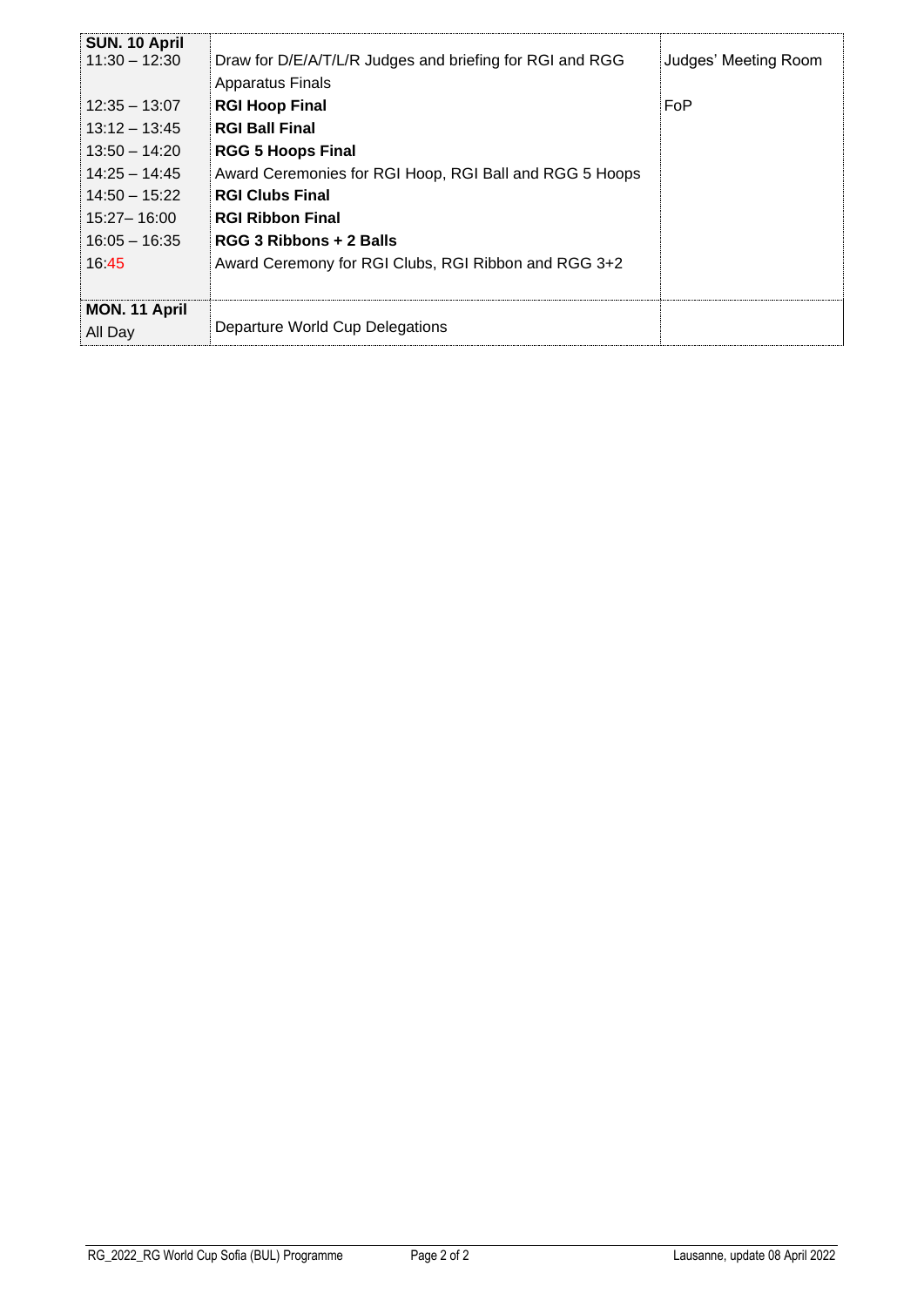| | | |
|---|---|---|
| **SUN. 10 April** | | |
| 11:30 – 12:30 | Draw for D/E/A/T/L/R Judges and briefing for RGI and RGG Apparatus Finals | Judges' Meeting Room |
| 12:35 – 13:07 | **RGI Hoop Final** | FoP |
| 13:12 – 13:45 | **RGI Ball Final** | |
| 13:50 – 14:20 | **RGG 5 Hoops Final** | |
| 14:25 – 14:45 | Award Ceremonies for RGI Hoop, RGI Ball and RGG 5 Hoops | |
| 14:50 – 15:22 | **RGI Clubs Final** | |
| 15:27– 16:00 | **RGI Ribbon Final** | |
| 16:05 – 16:35 | **RGG 3 Ribbons + 2 Balls** | |
| 16:45 | Award Ceremony for RGI Clubs, RGI Ribbon and RGG 3+2 | |
| **MON. 11 April** | | |
| All Day | Departure World Cup Delegations | |